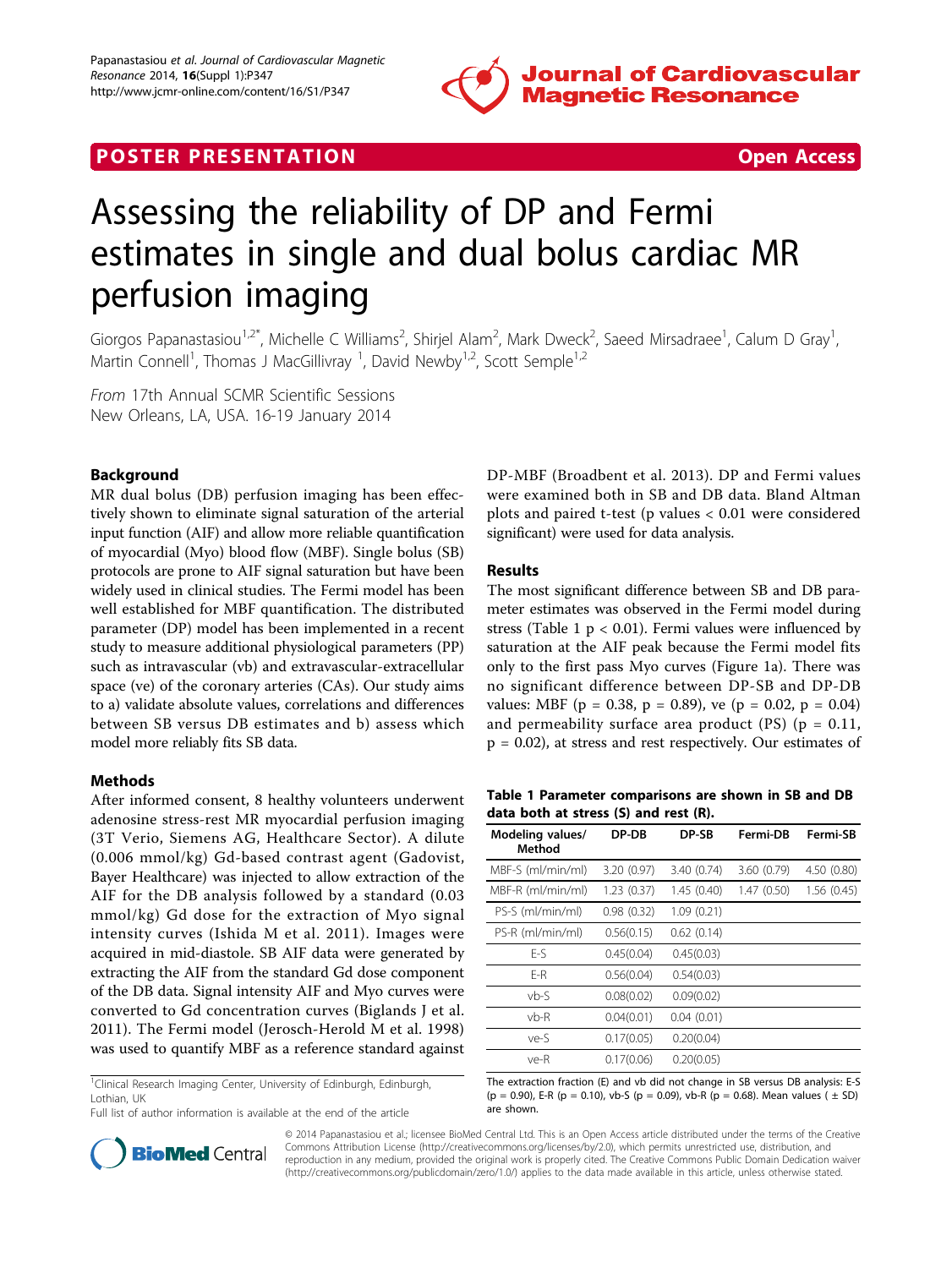POSTER PRESENTATION Open Access

# Assessing the reliability of DP and Fermi estimates in single and dual bolus cardiac MR perfusion imaging

Giorgos Papanastasiou[1,2*], Michelle C Williams[2], Shirjel Alam[2], Mark Dweck[2], Saeed Mirsadraee[1], Calum D Gray[1], Martin Connell[1], Thomas J MacGillivray [1], David Newby[1,2], Scott Semple[1,2]

*From* 17th Annual SCMR Scientific Sessions
New Orleans, LA, USA. 16-19 January 2014

## Background

MR dual bolus (DB) perfusion imaging has been effectively shown to eliminate signal saturation of the arterial input function (AIF) and allow more reliable quantification of myocardial (Myo) blood flow (MBF). Single bolus (SB) protocols are prone to AIF signal saturation but have been widely used in clinical studies. The Fermi model has been well established for MBF quantification. The distributed parameter (DP) model has been implemented in a recent study to measure additional physiological parameters (PP) such as intravascular (vb) and extravascular-extracellular space (ve) of the coronary arteries (CAs). Our study aims to a) validate absolute values, correlations and differences between SB versus DB estimates and b) assess which model more reliably fits SB data.

## Methods

After informed consent, 8 healthy volunteers underwent adenosine stress-rest MR myocardial perfusion imaging (3T Verio, Siemens AG, Healthcare Sector). A dilute (0.006 mmol/kg) Gd-based contrast agent (Gadovist, Bayer Healthcare) was injected to allow extraction of the AIF for the DB analysis followed by a standard (0.03 mmol/kg) Gd dose for the extraction of Myo signal intensity curves (Ishida M et al. 2011). Images were acquired in mid-diastole. SB AIF data were generated by extracting the AIF from the standard Gd dose component of the DB data. Signal intensity AIF and Myo curves were converted to Gd concentration curves (Biglands J et al. 2011). The Fermi model (Jerosch-Herold M et al. 1998) was used to quantify MBF as a reference standard against DP-MBF (Broadbent et al. 2013). DP and Fermi values were examined both in SB and DB data. Bland Altman plots and paired t-test (p values < 0.01 were considered significant) were used for data analysis.

## Results

The most significant difference between SB and DB parameter estimates was observed in the Fermi model during stress (Table 1 $p < 0.01$). Fermi values were influenced by saturation at the AIF peak because the Fermi model fits only to the first pass Myo curves (Figure 1a). There was no significant difference between DP-SB and DP-DB values: MBF ($p = 0.38$, $p = 0.89$), ve ($p = 0.02$, $p = 0.04$) and permeability surface area product (PS) ($p = 0.11$, $p = 0.02$), at stress and rest respectively. Our estimates of

**Table 1 Parameter comparisons are shown in SB and DB data both at stress (S) and rest (R).**

| Modeling values/ Method | DP-DB | DP-SB | Fermi-DB | Fermi-SB |
|---|---|---|---|---|
| MBF-S (ml/min/ml) | 3.20 (0.97) | 3.40 (0.74) | 3.60 (0.79) | 4.50 (0.80) |
| MBF-R (ml/min/ml) | 1.23 (0.37) | 1.45 (0.40) | 1.47 (0.50) | 1.56 (0.45) |
| PS-S (ml/min/ml) | 0.98 (0.32) | 1.09 (0.21) | | |
| PS-R (ml/min/ml) | 0.56(0.15) | 0.62 (0.14) | | |
| E-S | 0.45(0.04) | 0.45(0.03) | | |
| E-R | 0.56(0.04) | 0.54(0.03) | | |
| vb-S | 0.08(0.02) | 0.09(0.02) | | |
| vb-R | 0.04(0.01) | 0.04 (0.01) | | |
| ve-S | 0.17(0.05) | 0.20(0.04) | | |
| ve-R | 0.17(0.06) | 0.20(0.05) | | |

The extraction fraction (E) and vb did not change in SB versus DB analysis: E-S ($p = 0.90$), E-R ($p = 0.10$), vb-S ($p = 0.09$), vb-R ($p = 0.68$). Mean values ( ± SD) are shown.

[1]Clinical Research Imaging Center, University of Edinburgh, Edinburgh, Lothian, UK

Full list of author information is available at the end of the article

© 2014 Papanastasiou et al.; licensee BioMed Central Ltd. This is an Open Access article distributed under the terms of the Creative Commons Attribution License (http://creativecommons.org/licenses/by/2.0), which permits unrestricted use, distribution, and reproduction in any medium, provided the original work is properly cited. The Creative Commons Public Domain Dedication waiver (http://creativecommons.org/publicdomain/zero/1.0/) applies to the data made available in this article, unless otherwise stated.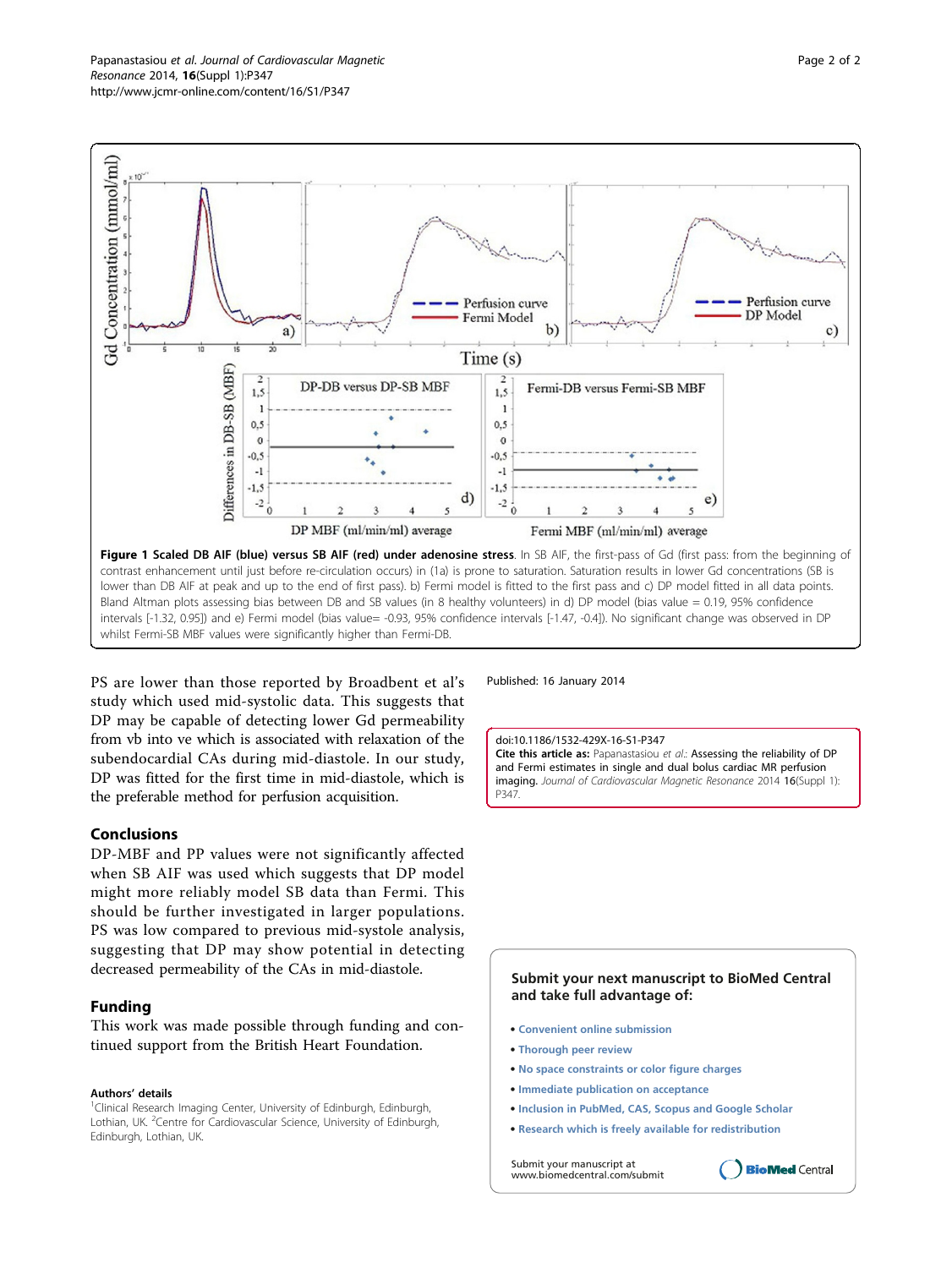Gd Concentration (mmol/ml)

x 10^-3

8
7
6
5
4
3
2
1
0

0 5 10 15 20

a)

Perfusion curve
Fermi Model

b)

Perfusion curve
DP Model

c)

Time (s)

Differences in DB-SB (MBF)

DP-DB versus DP-SB MBF

2
1,5
1
0,5
0
-0,5
-1
-1,5
-2

0 1 2 3 4 5

d)

DP MBF (ml/min/ml) average

Fermi-DB versus Fermi-SB MBF

2
1,5
1
0,5
0
-0,5
-1
-1,5
-2

0 1 2 3 4 5

e)

Fermi MBF (ml/min/ml) average

**Figure 1 Scaled DB AIF (blue) versus SB AIF (red) under adenosine stress**. In SB AIF, the first-pass of Gd (first pass: from the beginning of contrast enhancement until just before re-circulation occurs) in (1a) is prone to saturation. Saturation results in lower Gd concentrations (SB is lower than DB AIF at peak and up to the end of first pass). b) Fermi model is fitted to the first pass and c) DP model fitted in all data points. Bland Altman plots assessing bias between DB and SB values (in 8 healthy volunteers) in d) DP model (bias value = 0.19, 95% confidence intervals [-1.32, 0.95]) and e) Fermi model (bias value= -0.93, 95% confidence intervals [-1.47, -0.4]). No significant change was observed in DP whilst Fermi-SB MBF values were significantly higher than Fermi-DB.

PS are lower than those reported by Broadbent et al's study which used mid-systolic data. This suggests that DP may be capable of detecting lower Gd permeability from vb into ve which is associated with relaxation of the subendocardial CAs during mid-diastole. In our study, DP was fitted for the first time in mid-diastole, which is the preferable method for perfusion acquisition.

## Conclusions

DP-MBF and PP values were not significantly affected when SB AIF was used which suggests that DP model might more reliably model SB data than Fermi. This should be further investigated in larger populations. PS was low compared to previous mid-systole analysis, suggesting that DP may show potential in detecting decreased permeability of the CAs in mid-diastole.

## Funding

This work was made possible through funding and continued support from the British Heart Foundation.

### Authors' details

[1]Clinical Research Imaging Center, University of Edinburgh, Edinburgh, Lothian, UK. [2]Centre for Cardiovascular Science, University of Edinburgh, Edinburgh, Lothian, UK.

Published: 16 January 2014

doi:10.1186/1532-429X-16-S1-P347

**Cite this article as:** Papanastasiou *et al.*: Assessing the reliability of DP and Fermi estimates in single and dual bolus cardiac MR perfusion imaging. *Journal of Cardiovascular Magnetic Resonance* 2014 **16**(Suppl 1): P347.

**Submit your next manuscript to BioMed Central and take full advantage of:**

- Convenient online submission
- Thorough peer review
- No space constraints or color figure charges
- Immediate publication on acceptance
- Inclusion in PubMed, CAS, Scopus and Google Scholar
- Research which is freely available for redistribution

Submit your manuscript at www.biomedcentral.com/submit